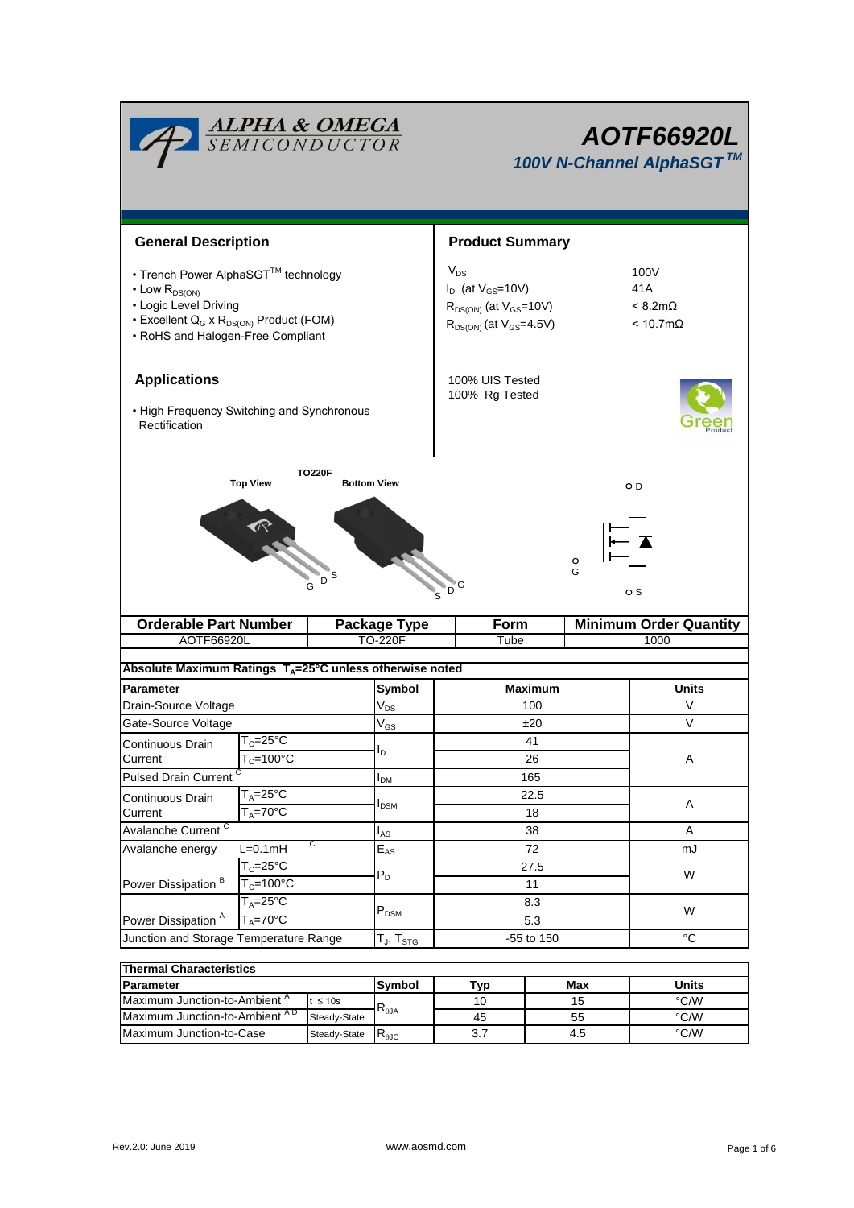# AOTF66920L

## 100V N-Channel AlphaSGT™

ALPHA & OMEGA SEMICONDUCTOR

## General Description

- Trench Power AlphaSGT™ technology
- Low $R_{DS(ON)}$
- Logic Level Driving
- Excellent $Q_G \times R_{DS(ON)}$ Product (FOM)
- RoHS and Halogen-Free Compliant

## Product Summary

| | |
|---|---|
| $V_{DS}$ | 100V |
| $I_D$ (at $V_{GS}$=10V) | 41A |
| $R_{DS(ON)}$ (at $V_{GS}$=10V) | < 8.2mΩ |
| $R_{DS(ON)}$ (at $V_{GS}$=4.5V) | < 10.7mΩ |

100% UIS Tested
100% Rg Tested

## Applications

- High Frequency Switching and Synchronous Rectification

TO220F

Top View — G D S

Bottom View — S D G

| Orderable Part Number | Package Type | Form | Minimum Order Quantity |
|---|---|---|---|
| AOTF66920L | TO-220F | Tube | 1000 |

**Absolute Maximum Ratings $T_A$=25°C unless otherwise noted**

| Parameter | | Symbol | Maximum | Units |
|---|---|---|---|---|
| Drain-Source Voltage | | $V_{DS}$ | 100 | V |
| Gate-Source Voltage | | $V_{GS}$ | ±20 | V |
| Continuous Drain Current | $T_C$=25°C | $I_D$ | 41 | A |
| | $T_C$=100°C | | 26 | |
| Pulsed Drain Current [C] | | $I_{DM}$ | 165 | |
| Continuous Drain Current | $T_A$=25°C | $I_{DSM}$ | 22.5 | A |
| | $T_A$=70°C | | 18 | |
| Avalanche Current [C] | | $I_{AS}$ | 38 | A |
| Avalanche energy | L=0.1mH [C] | $E_{AS}$ | 72 | mJ |
| Power Dissipation [B] | $T_C$=25°C | $P_D$ | 27.5 | W |
| | $T_C$=100°C | | 11 | |
| Power Dissipation [A] | $T_A$=25°C | $P_{DSM}$ | 8.3 | W |
| | $T_A$=70°C | | 5.3 | |
| Junction and Storage Temperature Range | | $T_J$, $T_{STG}$ | -55 to 150 | °C |

**Thermal Characteristics**

| Parameter | | Symbol | Typ | Max | Units |
|---|---|---|---|---|---|
| Maximum Junction-to-Ambient [A] | t ≤ 10s | $R_{\theta JA}$ | 10 | 15 | °C/W |
| Maximum Junction-to-Ambient [A D] | Steady-State | | 45 | 55 | °C/W |
| Maximum Junction-to-Case | Steady-State | $R_{\theta JC}$ | 3.7 | 4.5 | °C/W |

Rev.2.0: June 2019 www.aosmd.com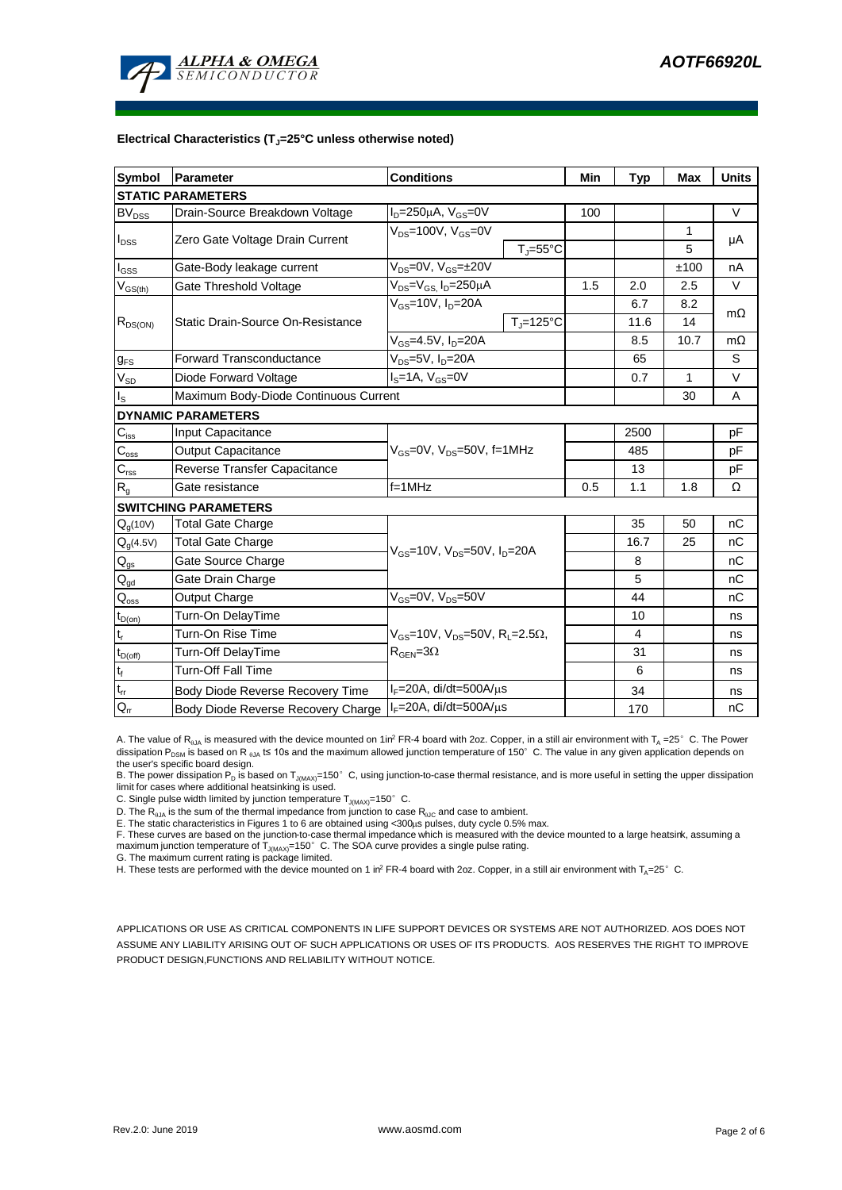### Electrical Characteristics ($T_J$=25°C unless otherwise noted)

| Symbol | Parameter | Conditions | | Min | Typ | Max | Units |
|---|---|---|---|---|---|---|---|
| **STATIC PARAMETERS** | | | | | | | |
| $BV_{DSS}$ | Drain-Source Breakdown Voltage | $I_D$=250µA, $V_{GS}$=0V | | 100 | | | V |
| $I_{DSS}$ | Zero Gate Voltage Drain Current | $V_{DS}$=100V, $V_{GS}$=0V | | | | 1 | µA |
| | | | $T_J$=55°C | | | 5 | |
| $I_{GSS}$ | Gate-Body leakage current | $V_{DS}$=0V, $V_{GS}$=±20V | | | | ±100 | nA |
| $V_{GS(th)}$ | Gate Threshold Voltage | $V_{DS}$=$V_{GS}$, $I_D$=250µA | | 1.5 | 2.0 | 2.5 | V |
| $R_{DS(ON)}$ | Static Drain-Source On-Resistance | $V_{GS}$=10V, $I_D$=20A | | | 6.7 | 8.2 | mΩ |
| | | | $T_J$=125°C | | 11.6 | 14 | |
| | | $V_{GS}$=4.5V, $I_D$=20A | | | 8.5 | 10.7 | mΩ |
| $g_{FS}$ | Forward Transconductance | $V_{DS}$=5V, $I_D$=20A | | | 65 | | S |
| $V_{SD}$ | Diode Forward Voltage | $I_S$=1A, $V_{GS}$=0V | | | 0.7 | 1 | V |
| $I_S$ | Maximum Body-Diode Continuous Current | | | | | 30 | A |
| **DYNAMIC PARAMETERS** | | | | | | | |
| $C_{iss}$ | Input Capacitance | $V_{GS}$=0V, $V_{DS}$=50V, f=1MHz | | | 2500 | | pF |
| $C_{oss}$ | Output Capacitance | | | | 485 | | pF |
| $C_{rss}$ | Reverse Transfer Capacitance | | | | 13 | | pF |
| $R_g$ | Gate resistance | f=1MHz | | 0.5 | 1.1 | 1.8 | Ω |
| **SWITCHING PARAMETERS** | | | | | | | |
| $Q_g$(10V) | Total Gate Charge | $V_{GS}$=10V, $V_{DS}$=50V, $I_D$=20A | | | 35 | 50 | nC |
| $Q_g$(4.5V) | Total Gate Charge | | | | 16.7 | 25 | nC |
| $Q_{gs}$ | Gate Source Charge | | | | 8 | | nC |
| $Q_{gd}$ | Gate Drain Charge | | | | 5 | | nC |
| $Q_{oss}$ | Output Charge | $V_{GS}$=0V, $V_{DS}$=50V | | | 44 | | nC |
| $t_{D(on)}$ | Turn-On DelayTime | $V_{GS}$=10V, $V_{DS}$=50V, $R_L$=2.5Ω, $R_{GEN}$=3Ω | | | 10 | | ns |
| $t_r$ | Turn-On Rise Time | | | | 4 | | ns |
| $t_{D(off)}$ | Turn-Off DelayTime | | | | 31 | | ns |
| $t_f$ | Turn-Off Fall Time | | | | 6 | | ns |
| $t_{rr}$ | Body Diode Reverse Recovery Time | $I_F$=20A, di/dt=500A/µs | | | 34 | | ns |
| $Q_{rr}$ | Body Diode Reverse Recovery Charge | $I_F$=20A, di/dt=500A/µs | | | 170 | | nC |

A. The value of $R_{\theta JA}$ is measured with the device mounted on 1in² FR-4 board with 2oz. Copper, in a still air environment with $T_A$ =25° C. The Power dissipation $P_{DSM}$ is based on $R_{\theta JA}$ t≤ 10s and the maximum allowed junction temperature of 150° C. The value in any given application depends on the user's specific board design.

B. The power dissipation $P_D$ is based on $T_{J(MAX)}$=150° C, using junction-to-case thermal resistance, and is more useful in setting the upper dissipation limit for cases where additional heatsinking is used.

C. Single pulse width limited by junction temperature $T_{J(MAX)}$=150° C.

D. The $R_{\theta JA}$ is the sum of the thermal impedance from junction to case $R_{\theta JC}$ and case to ambient.

E. The static characteristics in Figures 1 to 6 are obtained using <300µs pulses, duty cycle 0.5% max.

F. These curves are based on the junction-to-case thermal impedance which is measured with the device mounted to a large heatsink, assuming a maximum junction temperature of $T_{J(MAX)}$=150° C. The SOA curve provides a single pulse rating.

G. The maximum current rating is package limited.

H. These tests are performed with the device mounted on 1 in² FR-4 board with 2oz. Copper, in a still air environment with $T_A$=25° C.

APPLICATIONS OR USE AS CRITICAL COMPONENTS IN LIFE SUPPORT DEVICES OR SYSTEMS ARE NOT AUTHORIZED. AOS DOES NOT ASSUME ANY LIABILITY ARISING OUT OF SUCH APPLICATIONS OR USES OF ITS PRODUCTS. AOS RESERVES THE RIGHT TO IMPROVE PRODUCT DESIGN,FUNCTIONS AND RELIABILITY WITHOUT NOTICE.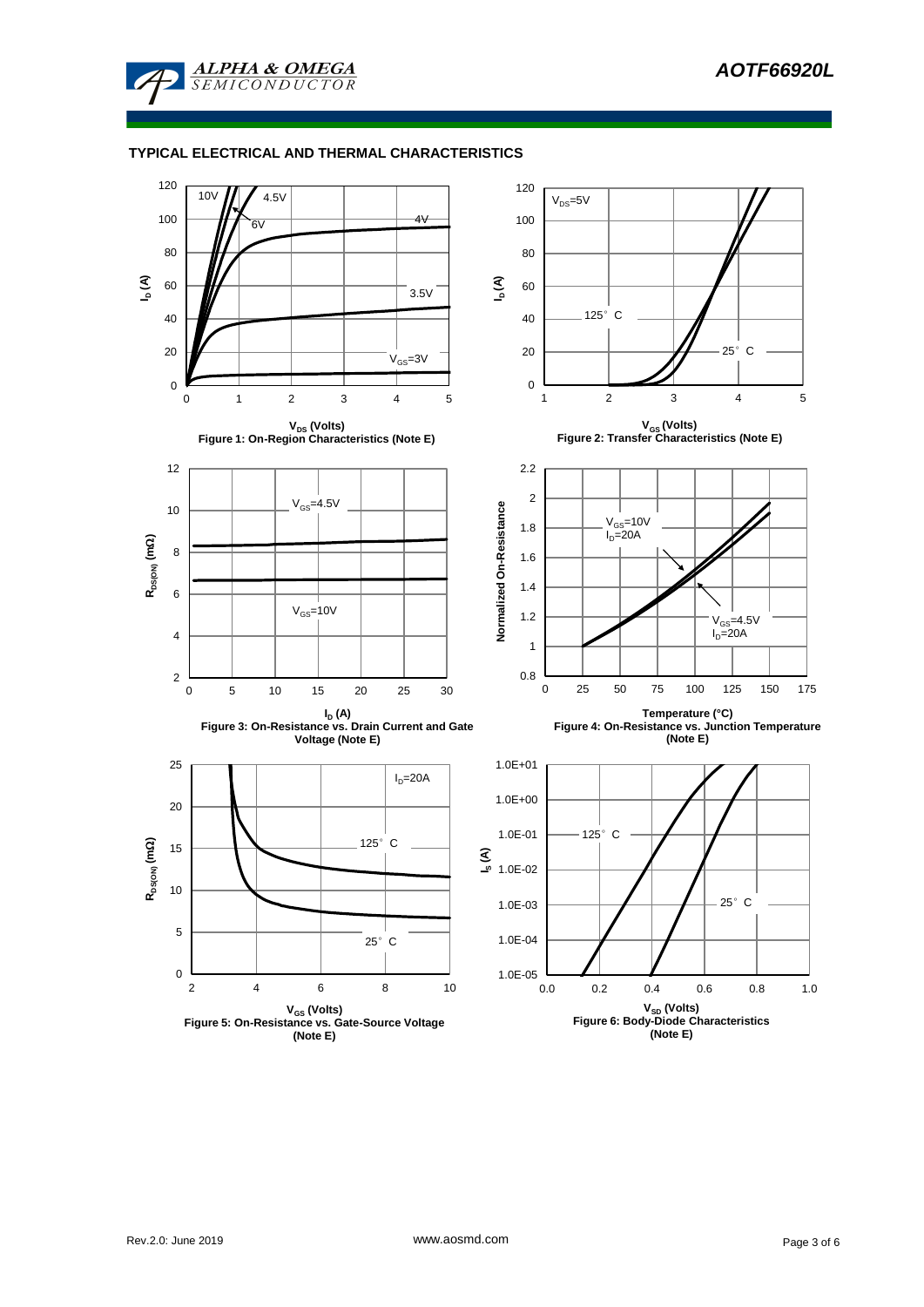## TYPICAL ELECTRICAL AND THERMAL CHARACTERISTICS

Figure 1: On-Region Characteristics (Note E)

Figure 2: Transfer Characteristics (Note E)

Figure 3: On-Resistance vs. Drain Current and Gate Voltage (Note E)

Figure 4: On-Resistance vs. Junction Temperature (Note E)

Figure 5: On-Resistance vs. Gate-Source Voltage (Note E)

Figure 6: Body-Diode Characteristics (Note E)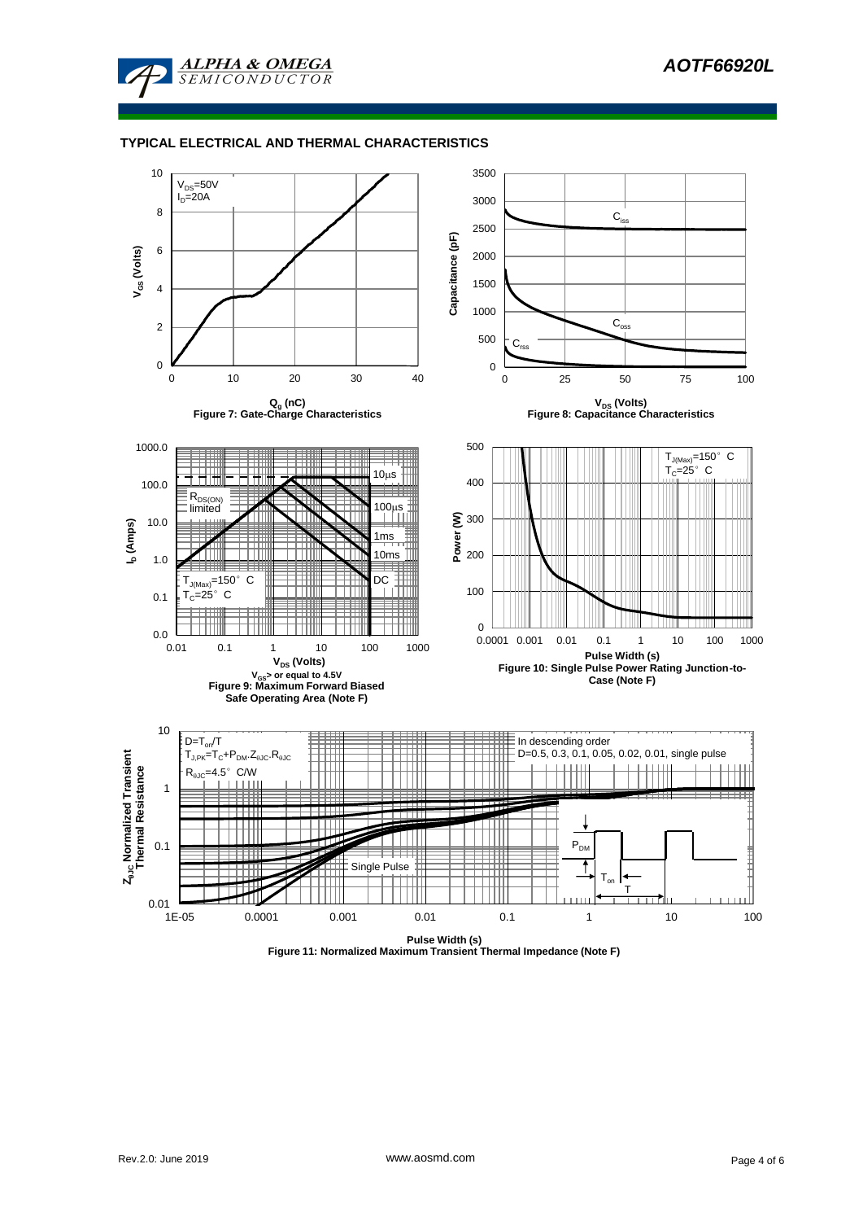## TYPICAL ELECTRICAL AND THERMAL CHARACTERISTICS

$V_{DS}$=50V
$I_D$=20A

$V_{GS}$ (Volts)

$Q_g$ (nC)

Figure 7: Gate-Charge Characteristics

$C_{iss}$

$C_{oss}$

$C_{rss}$

Capacitance (pF)

$V_{DS}$ (Volts)

Figure 8: Capacitance Characteristics

10µs

$R_{DS(ON)}$ limited

100µs

1ms

10ms

DC

$T_{J(Max)}$=150° C
$T_C$=25° C

$I_D$ (Amps)

$V_{DS}$ (Volts)

$V_{GS}$> or equal to 4.5V

Figure 9: Maximum Forward Biased Safe Operating Area (Note F)

$T_{J(Max)}$=150° C
$T_C$=25° C

Power (W)

Pulse Width (s)

Figure 10: Single Pulse Power Rating Junction-to-Case (Note F)

$D=T_{on}/T$
$T_{J,PK}=T_C+P_{DM}.Z_{\theta JC}.R_{\theta JC}$
$R_{\theta JC}$=4.5° C/W

In descending order
D=0.5, 0.3, 0.1, 0.05, 0.02, 0.01, single pulse

Single Pulse

$P_{DM}$

$T_{on}$

T

$Z_{\theta JC}$ Normalized Transient Thermal Resistance

Pulse Width (s)

Figure 11: Normalized Maximum Transient Thermal Impedance (Note F)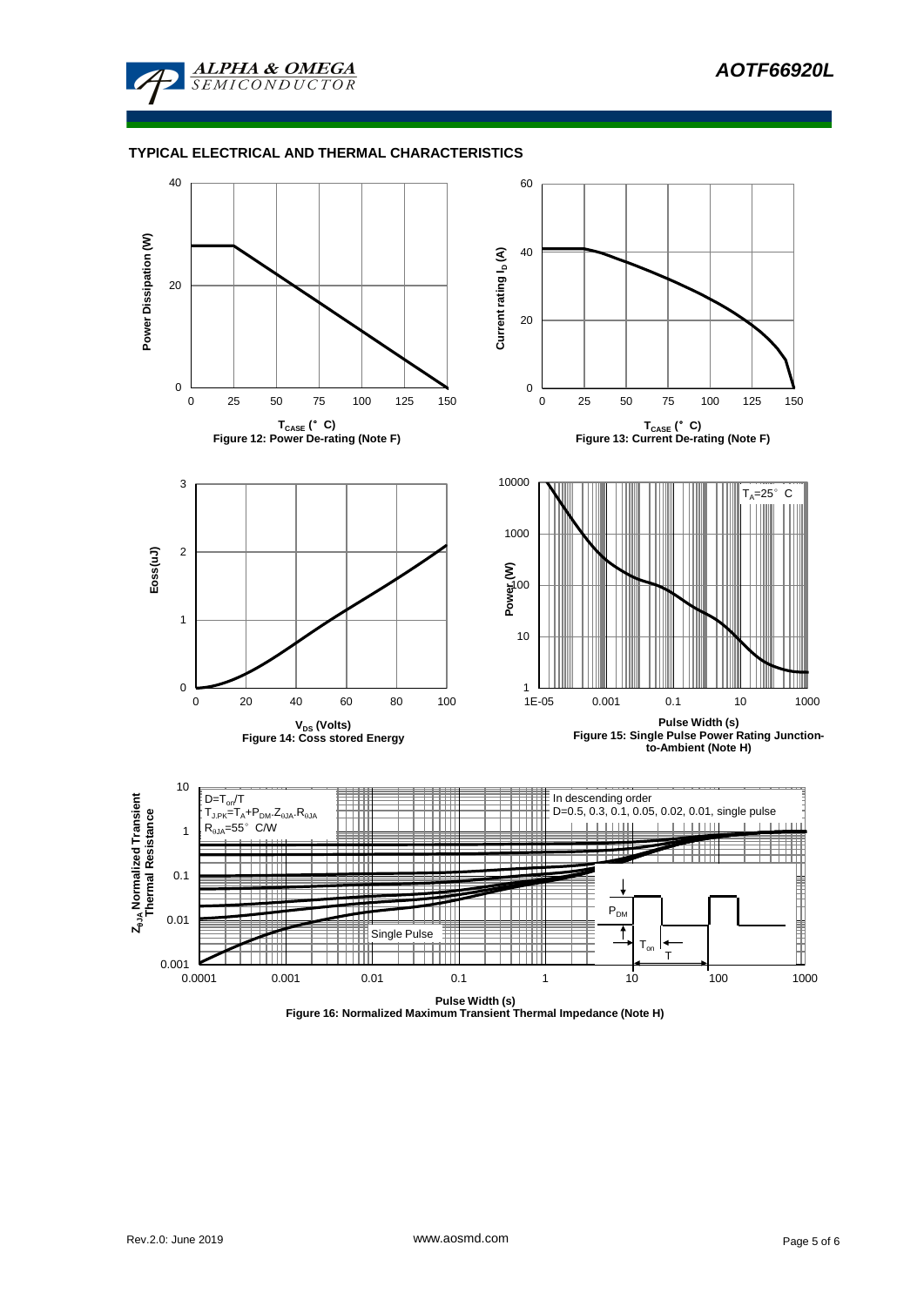## TYPICAL ELECTRICAL AND THERMAL CHARACTERISTICS

Figure 12: Power De-rating (Note F)

Figure 13: Current De-rating (Note F)

Figure 14: Coss stored Energy

Figure 15: Single Pulse Power Rating Junction-to-Ambient (Note H)

Figure 16: Normalized Maximum Transient Thermal Impedance (Note H)

$D = T_{on}/T$

$T_{J,PK} = T_A + P_{DM} \cdot Z_{\theta JA} \cdot R_{\theta JA}$

$R_{\theta JA} = 55°C/W$

In descending order D=0.5, 0.3, 0.1, 0.05, 0.02, 0.01, single pulse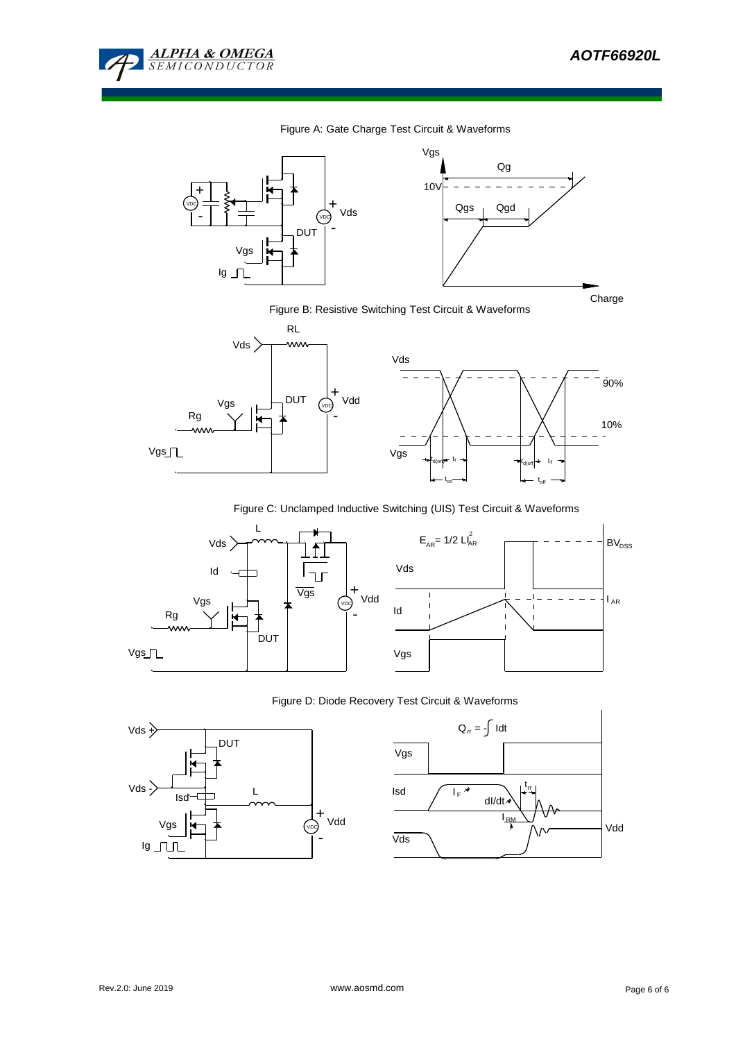Figure A: Gate Charge Test Circuit & Waveforms

VDC
+
-
DUT
Vgs
Ig
+
Vds
-
VDC

Vgs
Qg
10V
Qgs
Qgd
Charge

Figure B: Resistive Switching Test Circuit & Waveforms

RL
Vds
DUT
Vgs
Rg
Vgs
+
Vdd
-
VDC

Vds
90%
10%
Vgs
$t_{d(on)}$
$t_r$
$t_{on}$
$t_{d(off)}$
$t_f$
$t_{off}$

Figure C: Unclamped Inductive Switching (UIS) Test Circuit & Waveforms

L
Vds
Id
Vgs
Rg
Vgs
DUT
Vgs
+
Vdd
-
VDC

$E_{AR}= 1/2\ LI_{AR}^2$
$BV_{DSS}$
Vds
Id
$I_{AR}$
Vgs

Figure D: Diode Recovery Test Circuit & Waveforms

Vds +
DUT
Vds -
Isd
L
Vgs
Ig
+
Vdd
-
VDC

$Q_{rr} = -\int Idt$
Vgs
Isd
$I_F$
dI/dt
$t_{rr}$
$I_{RM}$
Vds
Vdd